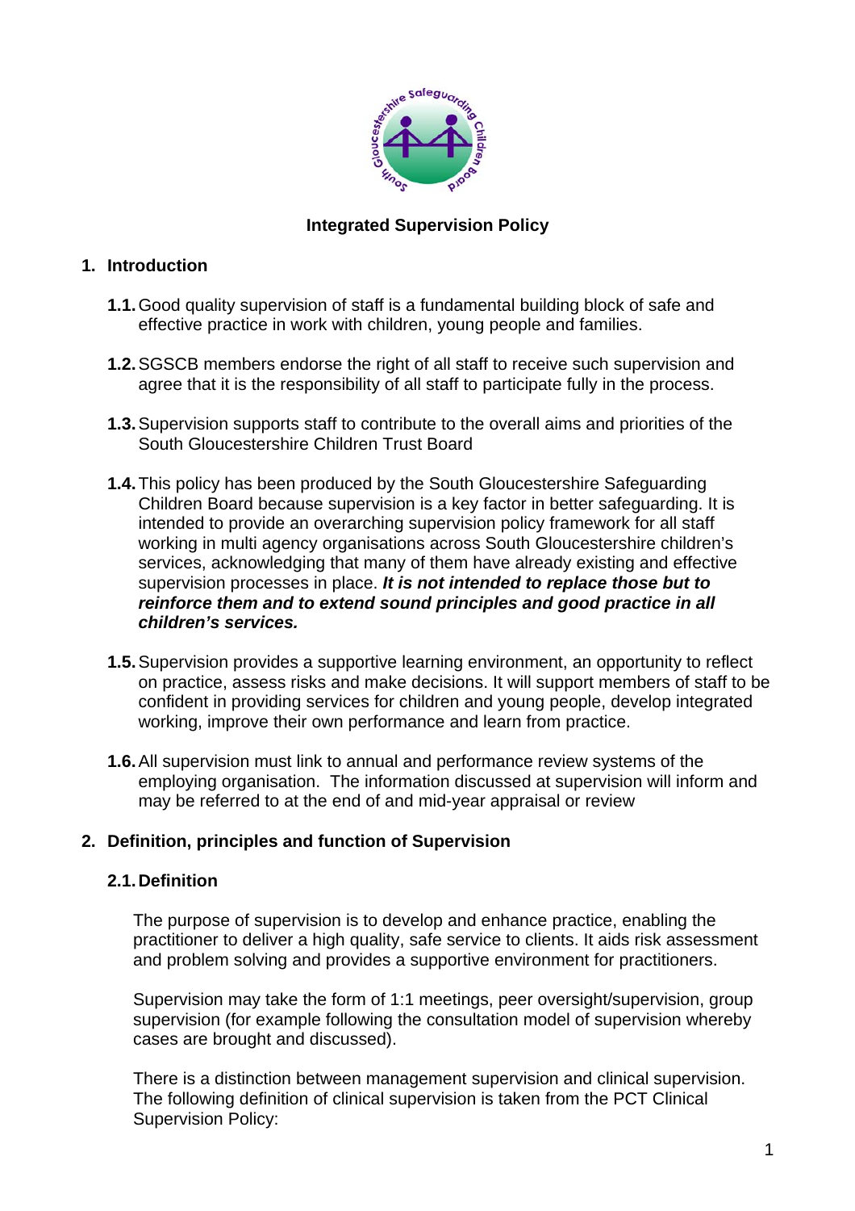# Integrated Supervision Policy

## 1. Introduction

**1.1.** Good quality supervision of staff is a fundamental building block of safe and effective practice in work with children, young people and families.

**1.2.** SGSCB members endorse the right of all staff to receive such supervision and agree that it is the responsibility of all staff to participate fully in the process.

**1.3.** Supervision supports staff to contribute to the overall aims and priorities of the South Gloucestershire Children Trust Board

**1.4.** This policy has been produced by the South Gloucestershire Safeguarding Children Board because supervision is a key factor in better safeguarding. It is intended to provide an overarching supervision policy framework for all staff working in multi agency organisations across South Gloucestershire children's services, acknowledging that many of them have already existing and effective supervision processes in place. ***It is not intended to replace those but to reinforce them and to extend sound principles and good practice in all children's services.***

**1.5.** Supervision provides a supportive learning environment, an opportunity to reflect on practice, assess risks and make decisions. It will support members of staff to be confident in providing services for children and young people, develop integrated working, improve their own performance and learn from practice.

**1.6.** All supervision must link to annual and performance review systems of the employing organisation. The information discussed at supervision will inform and may be referred to at the end of and mid-year appraisal or review

## 2. Definition, principles and function of Supervision

### 2.1. Definition

The purpose of supervision is to develop and enhance practice, enabling the practitioner to deliver a high quality, safe service to clients. It aids risk assessment and problem solving and provides a supportive environment for practitioners.

Supervision may take the form of 1:1 meetings, peer oversight/supervision, group supervision (for example following the consultation model of supervision whereby cases are brought and discussed).

There is a distinction between management supervision and clinical supervision. The following definition of clinical supervision is taken from the PCT Clinical Supervision Policy: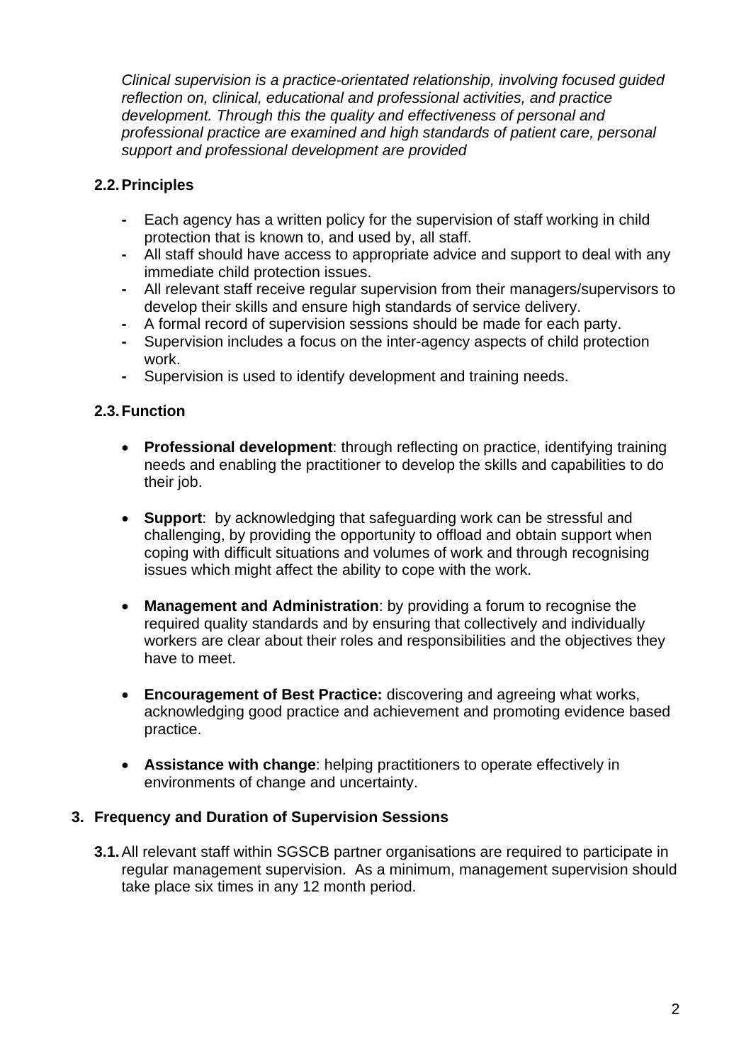*Clinical supervision is a practice-orientated relationship, involving focused guided reflection on, clinical, educational and professional activities, and practice development. Through this the quality and effectiveness of personal and professional practice are examined and high standards of patient care, personal support and professional development are provided*

### 2.2. Principles

- Each agency has a written policy for the supervision of staff working in child protection that is known to, and used by, all staff.
- All staff should have access to appropriate advice and support to deal with any immediate child protection issues.
- All relevant staff receive regular supervision from their managers/supervisors to develop their skills and ensure high standards of service delivery.
- A formal record of supervision sessions should be made for each party.
- Supervision includes a focus on the inter-agency aspects of child protection work.
- Supervision is used to identify development and training needs.

### 2.3. Function

- **Professional development**: through reflecting on practice, identifying training needs and enabling the practitioner to develop the skills and capabilities to do their job.

- **Support**: by acknowledging that safeguarding work can be stressful and challenging, by providing the opportunity to offload and obtain support when coping with difficult situations and volumes of work and through recognising issues which might affect the ability to cope with the work.

- **Management and Administration**: by providing a forum to recognise the required quality standards and by ensuring that collectively and individually workers are clear about their roles and responsibilities and the objectives they have to meet.

- **Encouragement of Best Practice:** discovering and agreeing what works, acknowledging good practice and achievement and promoting evidence based practice.

- **Assistance with change**: helping practitioners to operate effectively in environments of change and uncertainty.

## 3. Frequency and Duration of Supervision Sessions

**3.1.** All relevant staff within SGSCB partner organisations are required to participate in regular management supervision. As a minimum, management supervision should take place six times in any 12 month period.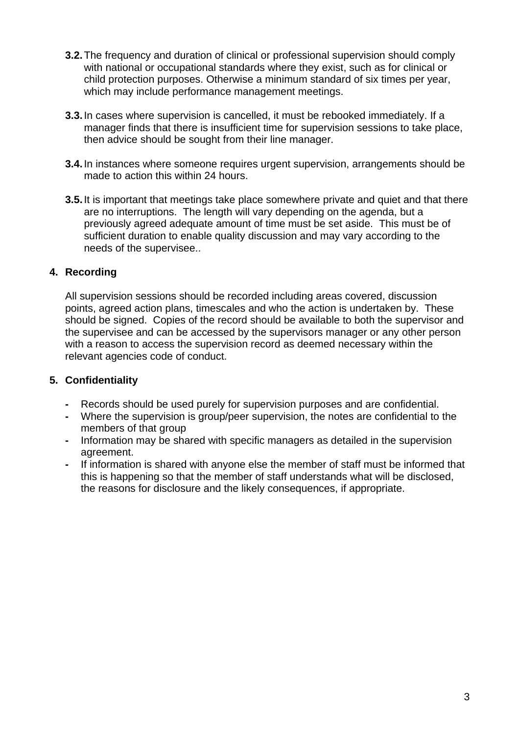**3.2.** The frequency and duration of clinical or professional supervision should comply with national or occupational standards where they exist, such as for clinical or child protection purposes. Otherwise a minimum standard of six times per year, which may include performance management meetings.

**3.3.** In cases where supervision is cancelled, it must be rebooked immediately. If a manager finds that there is insufficient time for supervision sessions to take place, then advice should be sought from their line manager.

**3.4.** In instances where someone requires urgent supervision, arrangements should be made to action this within 24 hours.

**3.5.** It is important that meetings take place somewhere private and quiet and that there are no interruptions. The length will vary depending on the agenda, but a previously agreed adequate amount of time must be set aside. This must be of sufficient duration to enable quality discussion and may vary according to the needs of the supervisee..

## 4. Recording

All supervision sessions should be recorded including areas covered, discussion points, agreed action plans, timescales and who the action is undertaken by. These should be signed. Copies of the record should be available to both the supervisor and the supervisee and can be accessed by the supervisors manager or any other person with a reason to access the supervision record as deemed necessary within the relevant agencies code of conduct.

## 5. Confidentiality

- Records should be used purely for supervision purposes and are confidential.
- Where the supervision is group/peer supervision, the notes are confidential to the members of that group
- Information may be shared with specific managers as detailed in the supervision agreement.
- If information is shared with anyone else the member of staff must be informed that this is happening so that the member of staff understands what will be disclosed, the reasons for disclosure and the likely consequences, if appropriate.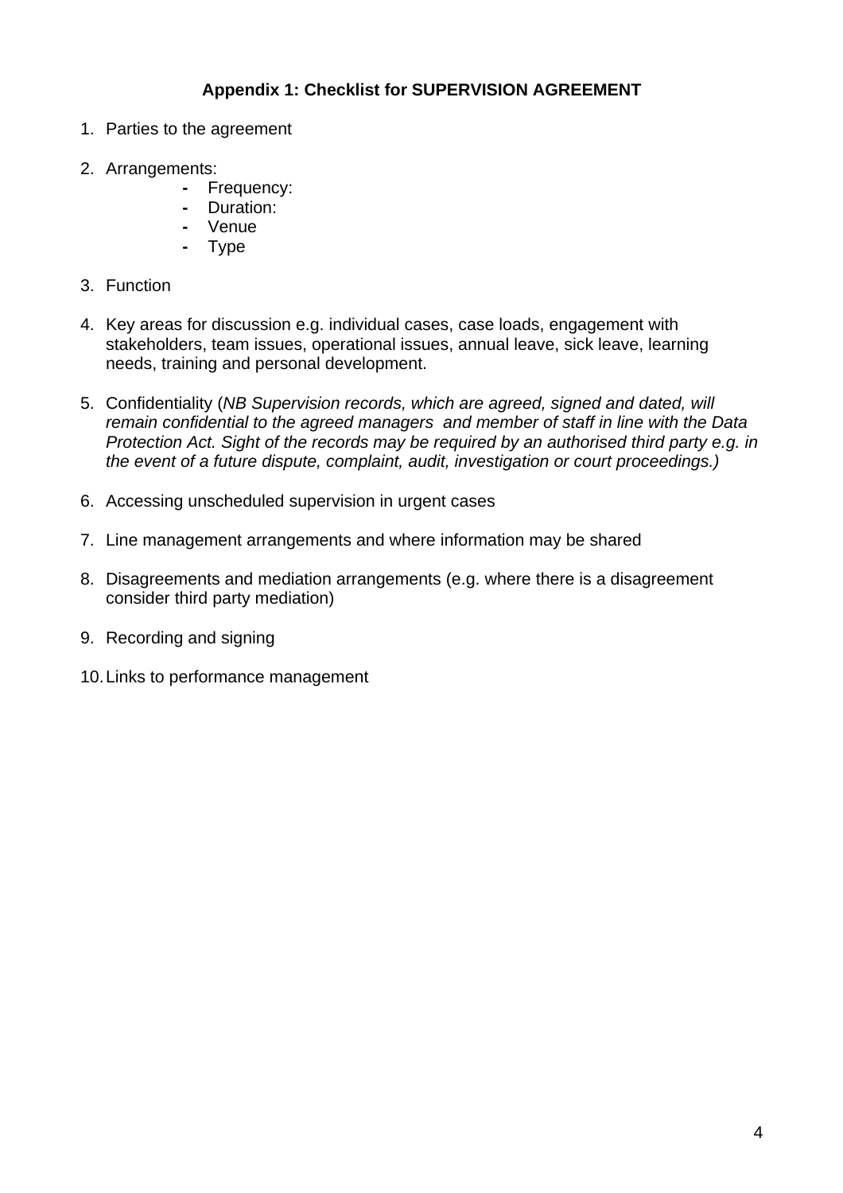**Appendix 1: Checklist for SUPERVISION AGREEMENT**

1. Parties to the agreement

2. Arrangements:
    - Frequency:
    - Duration:
    - Venue
    - Type

3. Function

4. Key areas for discussion e.g. individual cases, case loads, engagement with stakeholders, team issues, operational issues, annual leave, sick leave, learning needs, training and personal development.

5. Confidentiality (*NB Supervision records, which are agreed, signed and dated, will remain confidential to the agreed managers and member of staff in line with the Data Protection Act. Sight of the records may be required by an authorised third party e.g. in the event of a future dispute, complaint, audit, investigation or court proceedings.)*

6. Accessing unscheduled supervision in urgent cases

7. Line management arrangements and where information may be shared

8. Disagreements and mediation arrangements (e.g. where there is a disagreement consider third party mediation)

9. Recording and signing

10. Links to performance management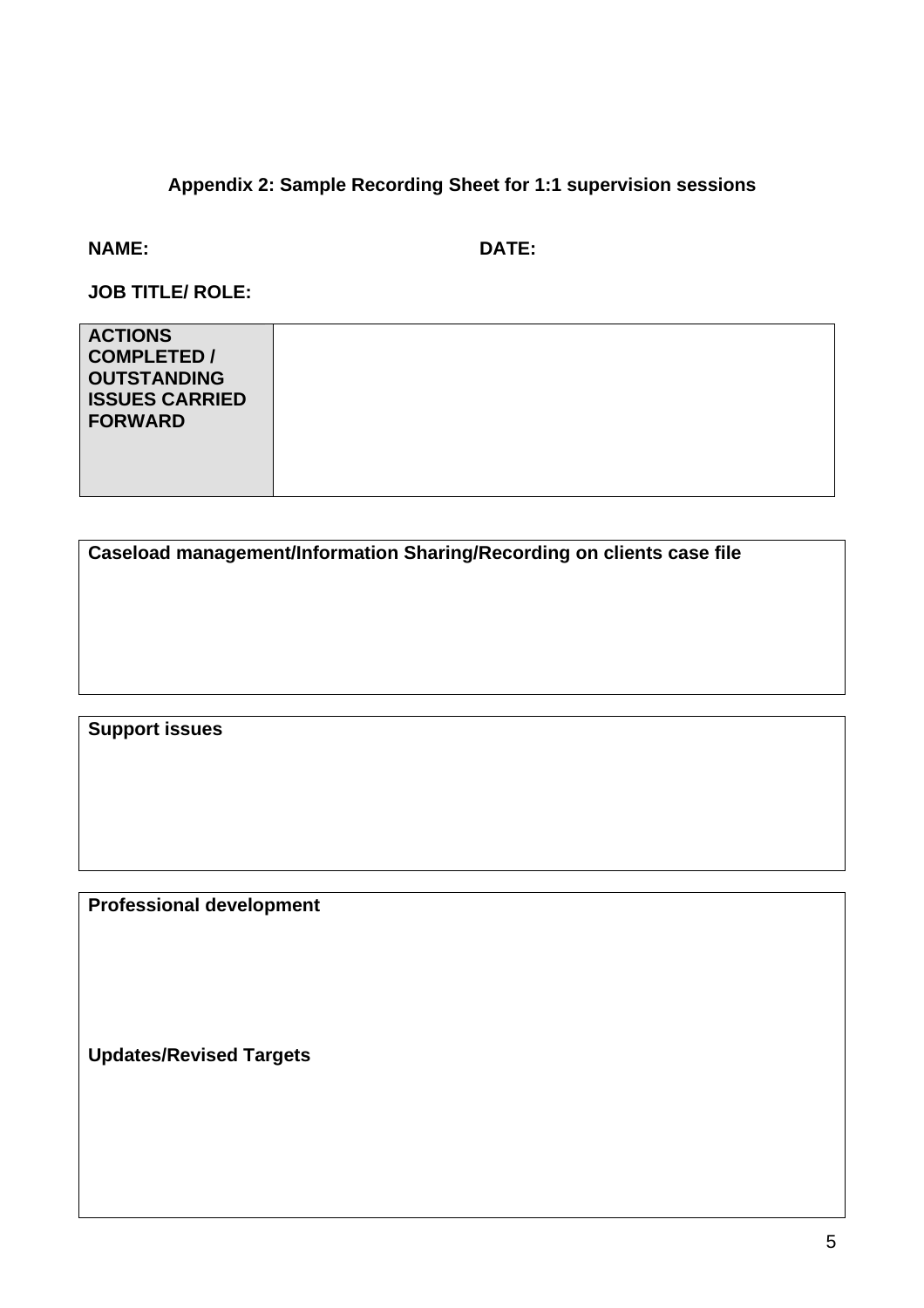### Appendix 2: Sample Recording Sheet for 1:1 supervision sessions

**NAME:** **DATE:**

**JOB TITLE/ ROLE:**

| **ACTIONS COMPLETED / OUTSTANDING ISSUES CARRIED FORWARD** | |
|---|---|

| **Caseload management/Information Sharing/Recording on clients case file** |
|---|
| |

| **Support issues** |
|---|
| |

| **Professional development** |
|---|
| |
| **Updates/Revised Targets** |
| |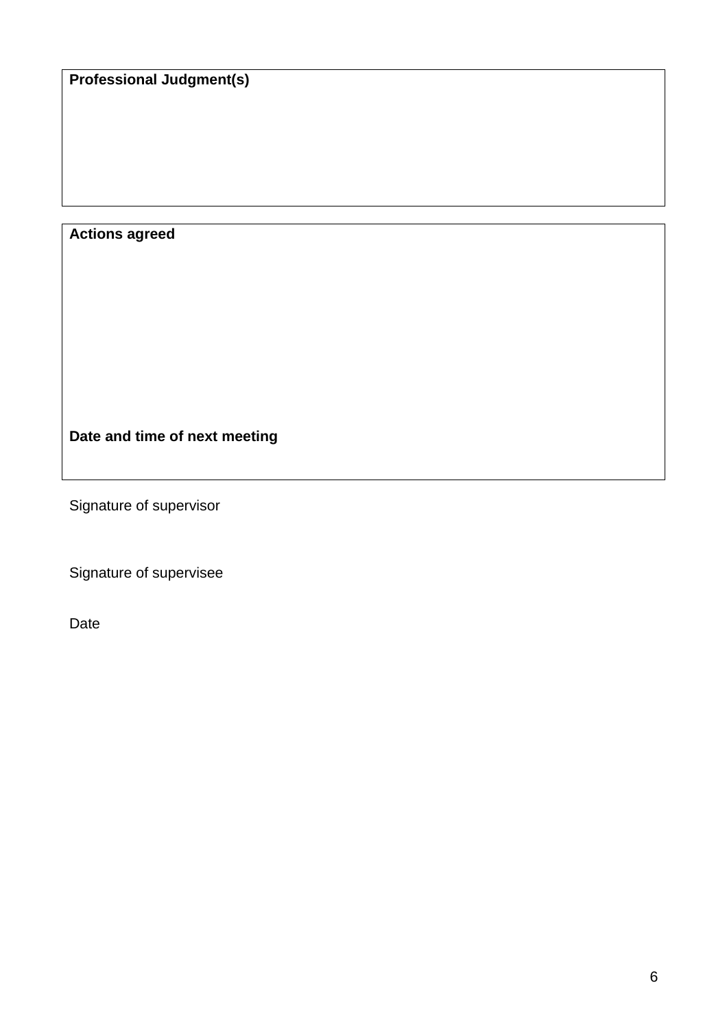**Professional Judgment(s)**

**Actions agreed**

**Date and time of next meeting**

Signature of supervisor

Signature of supervisee

Date